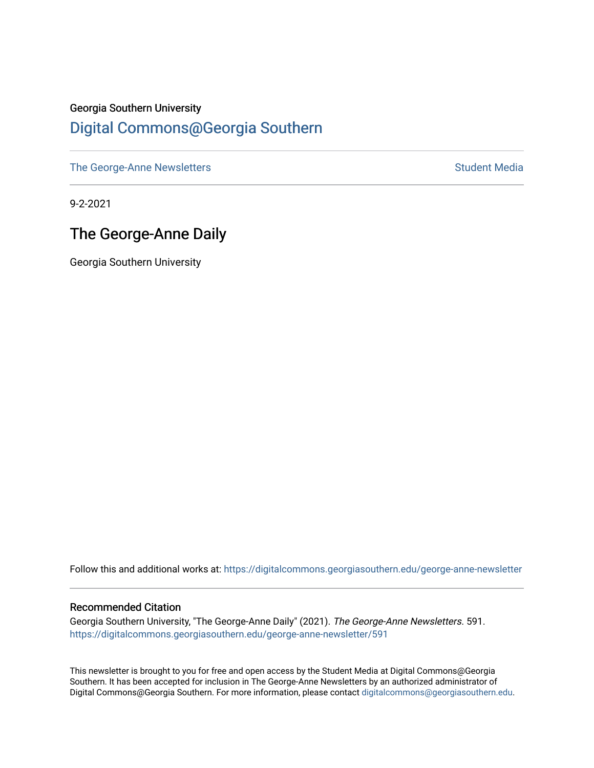Georgia Southern University

# Digital Commons@Georgia Southern

The George-Anne Newsletters | Student Media

9-2-2021

## The George-Anne Daily

Georgia Southern University

Follow this and additional works at: https://digitalcommons.georgiasouthern.edu/george-anne-newsletter

### Recommended Citation

Georgia Southern University, "The George-Anne Daily" (2021). *The George-Anne Newsletters*. 591.
https://digitalcommons.georgiasouthern.edu/george-anne-newsletter/591

This newsletter is brought to you for free and open access by the Student Media at Digital Commons@Georgia Southern. It has been accepted for inclusion in The George-Anne Newsletters by an authorized administrator of Digital Commons@Georgia Southern. For more information, please contact digitalcommons@georgiasouthern.edu.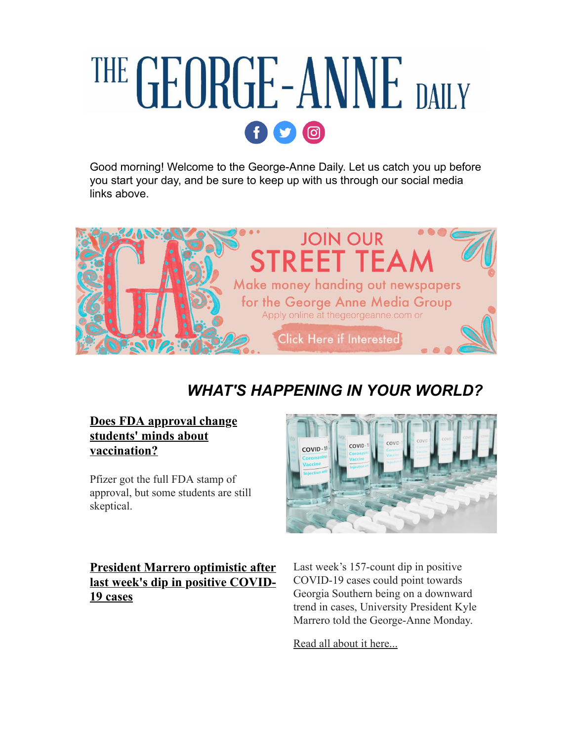# THE GEORGE-ANNE DAILY

Good morning! Welcome to the George-Anne Daily. Let us catch you up before you start your day, and be sure to keep up with us through our social media links above.

JOIN OUR STREET TEAM

Make money handing out newspapers for the George Anne Media Group

Apply online at thegeorgeanne.com or

Click Here if Interested

## *WHAT'S HAPPENING IN YOUR WORLD?*

### Does FDA approval change students' minds about vaccination?

Pfizer got the full FDA stamp of approval, but some students are still skeptical.

### President Marrero optimistic after last week's dip in positive COVID-19 cases

Last week's 157-count dip in positive COVID-19 cases could point towards Georgia Southern being on a downward trend in cases, University President Kyle Marrero told the George-Anne Monday.

Read all about it here...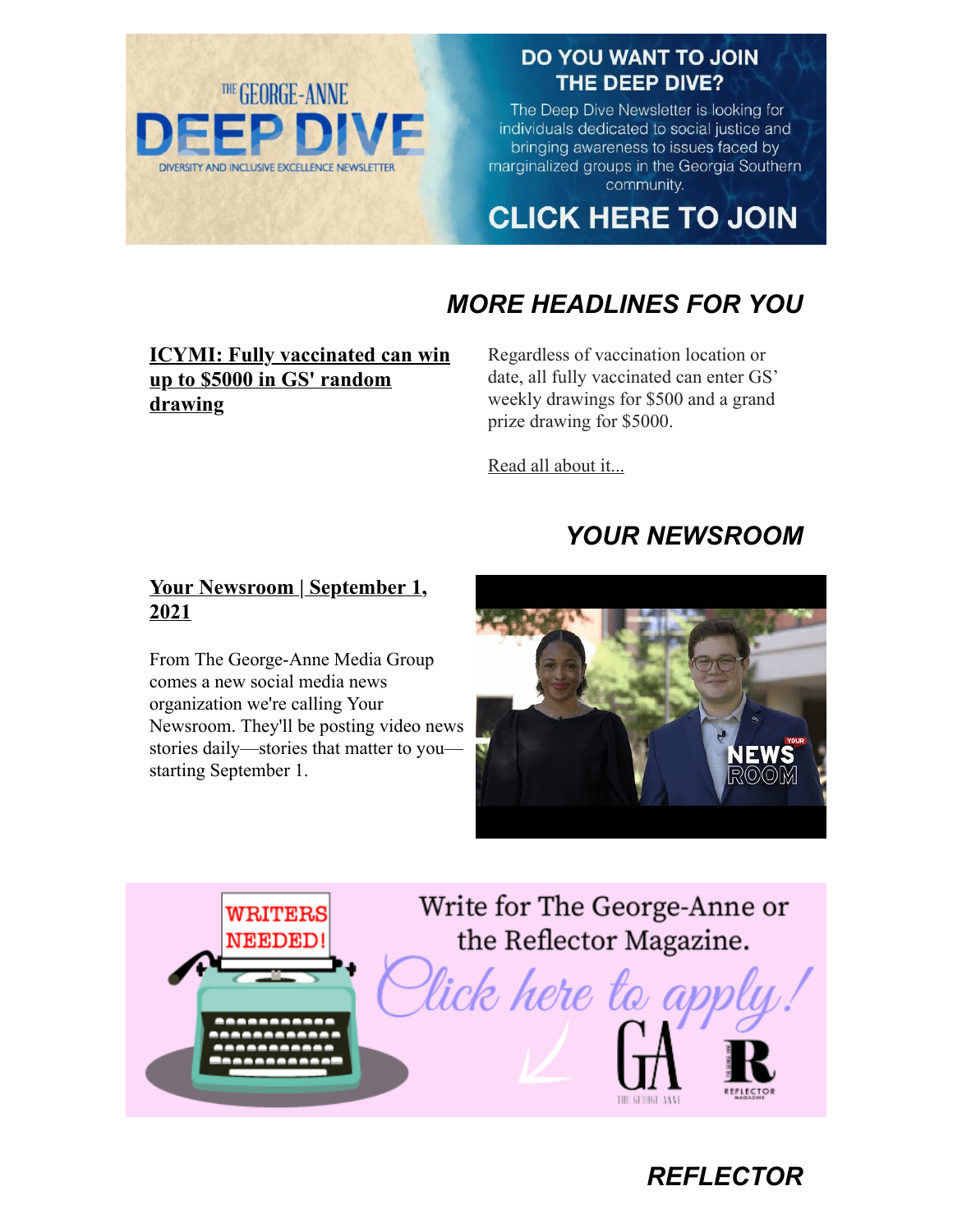THE GEORGE-ANNE DEEP DIVE

DIVERSITY AND INCLUSIVE EXCELLENCE NEWSLETTER

DO YOU WANT TO JOIN THE DEEP DIVE?

The Deep Dive Newsletter is looking for individuals dedicated to social justice and bringing awareness to issues faced by marginalized groups in the Georgia Southern community.

CLICK HERE TO JOIN

## *MORE HEADLINES FOR YOU*

**ICYMI: Fully vaccinated can win up to $5000 in GS' random drawing**

Regardless of vaccination location or date, all fully vaccinated can enter GS' weekly drawings for $500 and a grand prize drawing for $5000.

Read all about it...

## *YOUR NEWSROOM*

**Your Newsroom | September 1, 2021**

From The George-Anne Media Group comes a new social media news organization we're calling Your Newsroom. They'll be posting video news stories daily—stories that matter to you—starting September 1.

WRITERS NEEDED!

Write for The George-Anne or the Reflector Magazine.

Click here to apply!

## *REFLECTOR*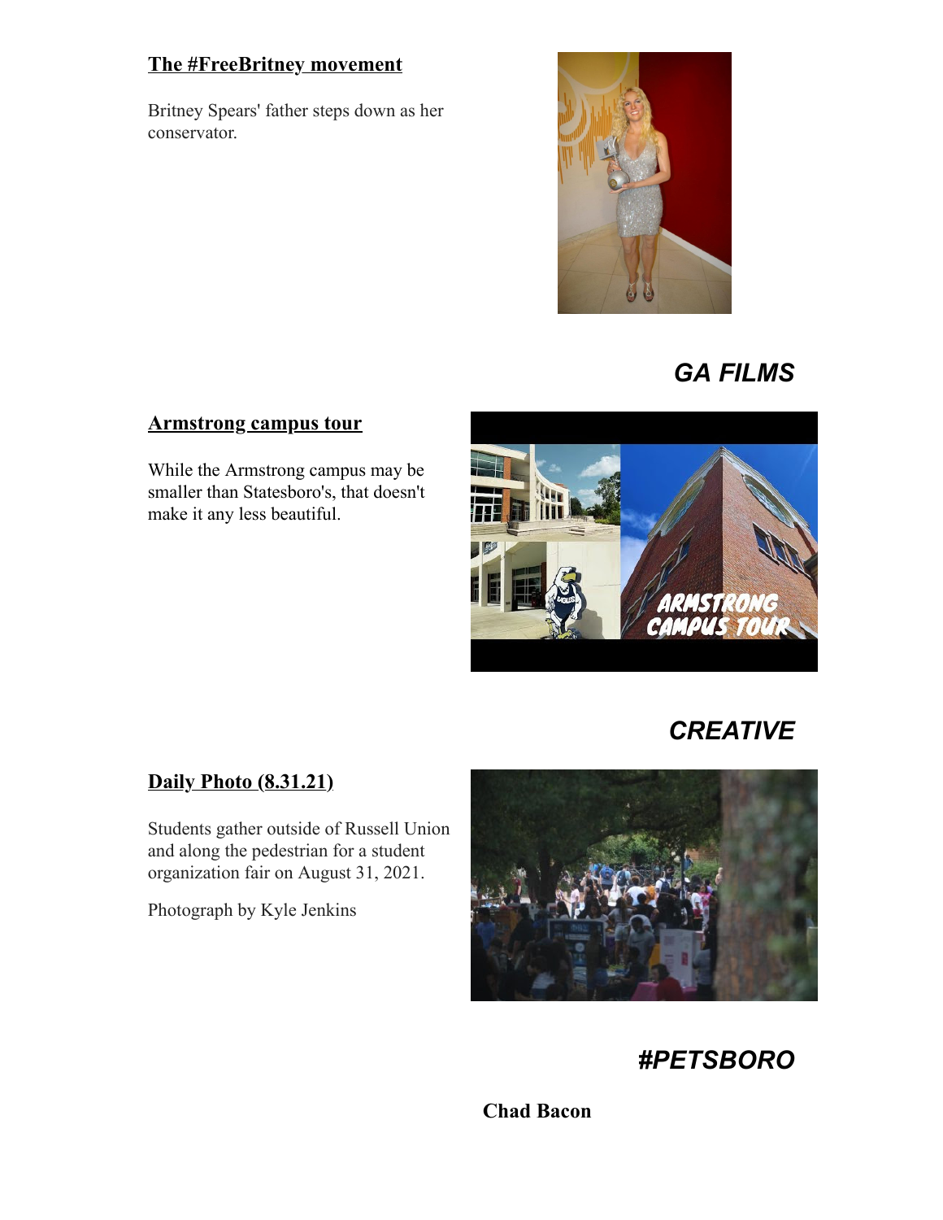## The #FreeBritney movement

Britney Spears' father steps down as her conservator.

## *GA FILMS*

## Armstrong campus tour

While the Armstrong campus may be smaller than Statesboro's, that doesn't make it any less beautiful.

## *CREATIVE*

## Daily Photo (8.31.21)

Students gather outside of Russell Union and along the pedestrian for a student organization fair on August 31, 2021.

Photograph by Kyle Jenkins

## *#PETSBORO*

**Chad Bacon**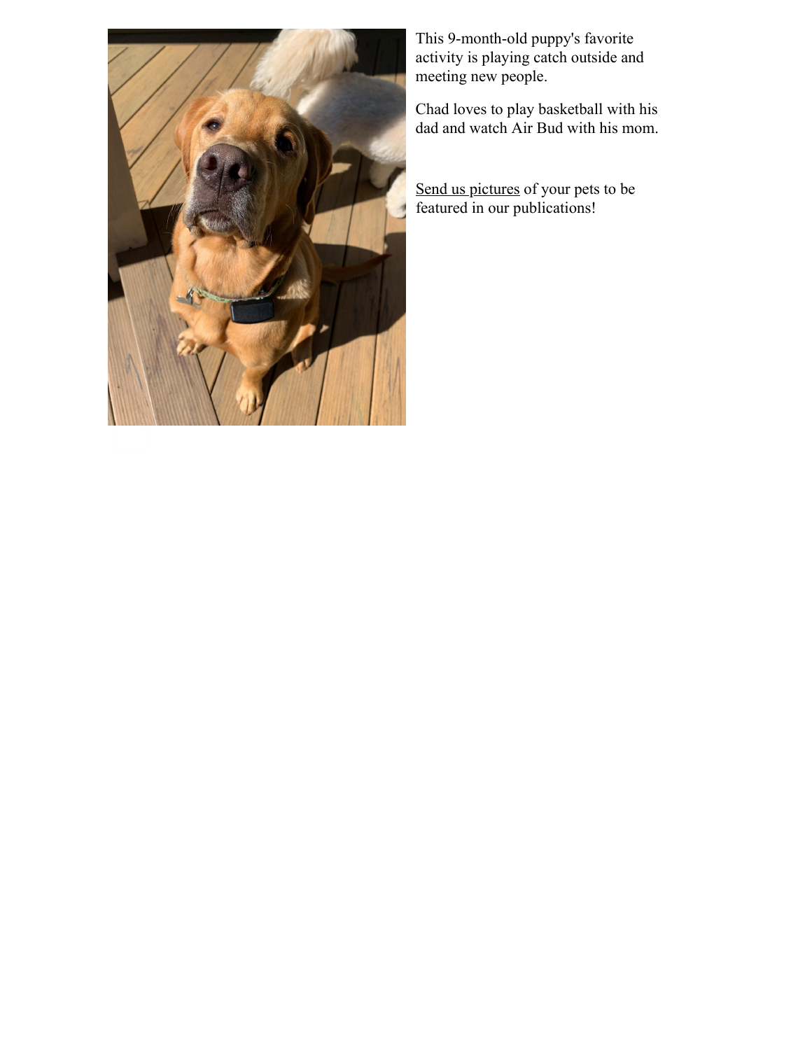This 9-month-old puppy's favorite activity is playing catch outside and meeting new people.

Chad loves to play basketball with his dad and watch Air Bud with his mom.

Send us pictures of your pets to be featured in our publications!